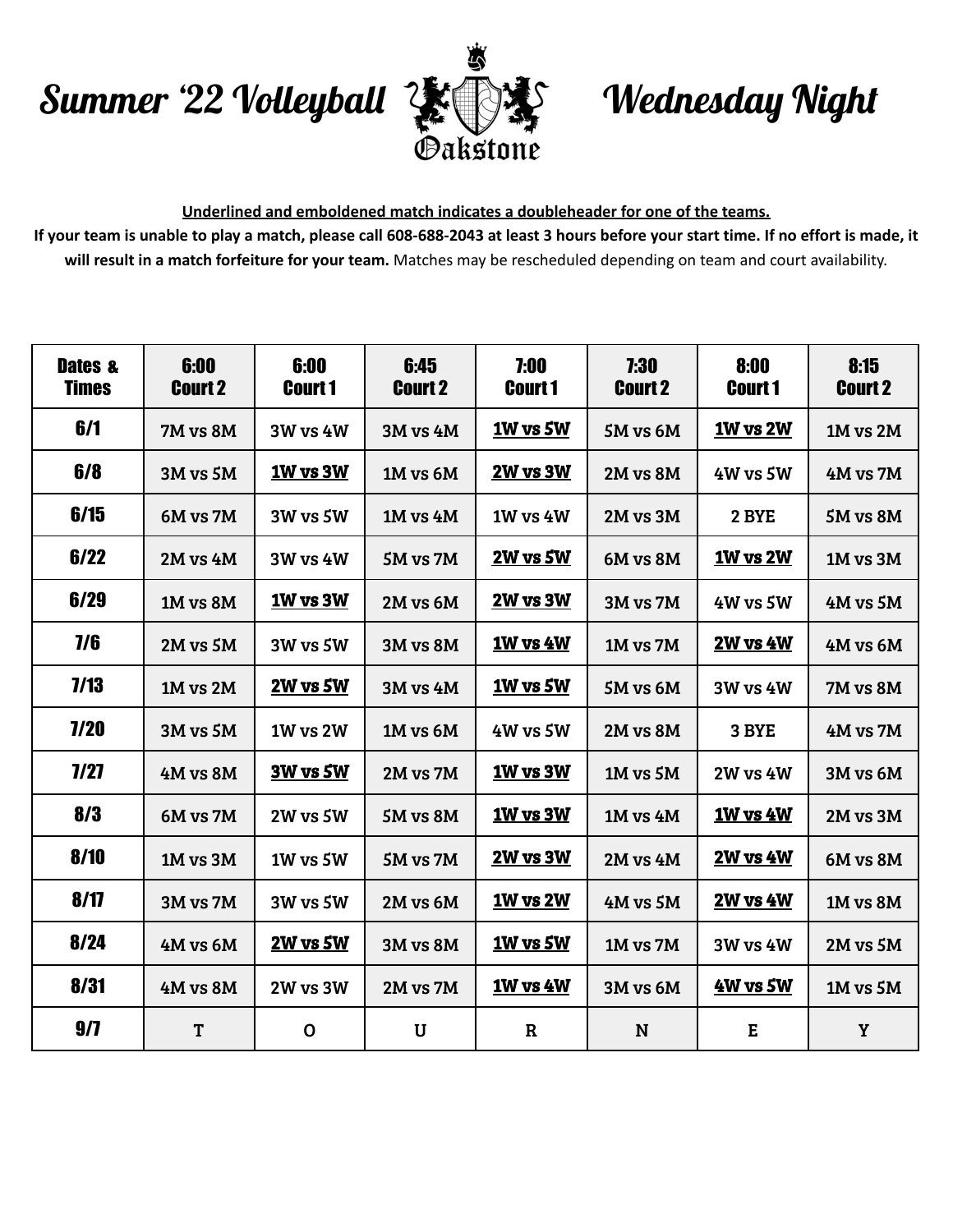# Summary '22 Volleyball Oakstone Wednesday Night

**Underlined and emboldened match indicates a doubleheader for one of the teams.**

**If your team is unable to play a match, please call 608-688-2043 at least 3 hours before your start time. If no effort is made, it will result in a match forfeiture for your team.** Matches may be rescheduled depending on team and court availability.

| Dates & Times | 6:00 Court 2 | 6:00 Court 1 | 6:45 Court 2 | 7:00 Court 1 | 7:30 Court 2 | 8:00 Court 1 | 8:15 Court 2 |
|---|---|---|---|---|---|---|---|
| 6/1 | 7M vs 8M | 3W vs 4W | 3M vs 4M | **1W vs 5W** | 5M vs 6M | **1W vs 2W** | 1M vs 2M |
| 6/8 | 3M vs 5M | **1W vs 3W** | 1M vs 6M | **2W vs 3W** | 2M vs 8M | 4W vs 5W | 4M vs 7M |
| 6/15 | 6M vs 7M | 3W vs 5W | 1M vs 4M | 1W vs 4W | 2M vs 3M | 2 BYE | 5M vs 8M |
| 6/22 | 2M vs 4M | 3W vs 4W | 5M vs 7M | **2W vs 5W** | 6M vs 8M | **1W vs 2W** | 1M vs 3M |
| 6/29 | 1M vs 8M | **1W vs 3W** | 2M vs 6M | **2W vs 3W** | 3M vs 7M | 4W vs 5W | 4M vs 5M |
| 7/6 | 2M vs 5M | 3W vs 5W | 3M vs 8M | **1W vs 4W** | 1M vs 7M | **2W vs 4W** | 4M vs 6M |
| 7/13 | 1M vs 2M | **2W vs 5W** | 3M vs 4M | **1W vs 5W** | 5M vs 6M | 3W vs 4W | 7M vs 8M |
| 7/20 | 3M vs 5M | 1W vs 2W | 1M vs 6M | 4W vs 5W | 2M vs 8M | 3 BYE | 4M vs 7M |
| 7/27 | 4M vs 8M | **3W vs 5W** | 2M vs 7M | **1W vs 3W** | 1M vs 5M | 2W vs 4W | 3M vs 6M |
| 8/3 | 6M vs 7M | 2W vs 5W | 5M vs 8M | **1W vs 3W** | 1M vs 4M | **1W vs 4W** | 2M vs 3M |
| 8/10 | 1M vs 3M | 1W vs 5W | 5M vs 7M | **2W vs 3W** | 2M vs 4M | **2W vs 4W** | 6M vs 8M |
| 8/17 | 3M vs 7M | 3W vs 5W | 2M vs 6M | **1W vs 2W** | 4M vs 5M | **2W vs 4W** | 1M vs 8M |
| 8/24 | 4M vs 6M | **2W vs 5W** | 3M vs 8M | **1W vs 5W** | 1M vs 7M | 3W vs 4W | 2M vs 5M |
| 8/31 | 4M vs 8M | 2W vs 3W | 2M vs 7M | **1W vs 4W** | 3M vs 6M | **4W vs 5W** | 1M vs 5M |
| 9/7 | T | O | U | R | N | E | Y |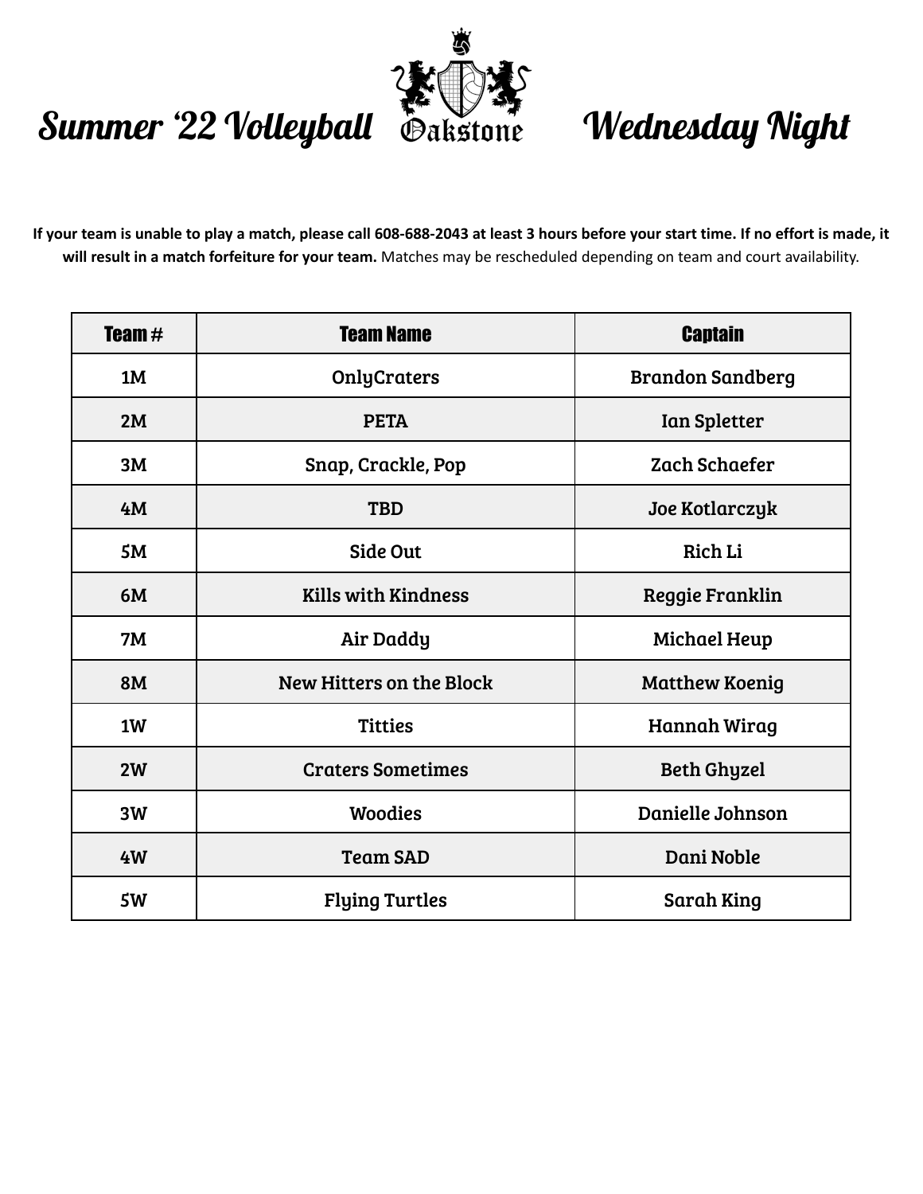# Summer '22 Volleyball Oakstone Wednesday Night

**If your team is unable to play a match, please call 608-688-2043 at least 3 hours before your start time. If no effort is made, it will result in a match forfeiture for your team.** Matches may be rescheduled depending on team and court availability.

| Team # | Team Name | Captain |
|---|---|---|
| 1M | OnlyCraters | Brandon Sandberg |
| 2M | PETA | Ian Spletter |
| 3M | Snap, Crackle, Pop | Zach Schaefer |
| 4M | TBD | Joe Kotlarczyk |
| 5M | Side Out | Rich Li |
| 6M | Kills with Kindness | Reggie Franklin |
| 7M | Air Daddy | Michael Heup |
| 8M | New Hitters on the Block | Matthew Koenig |
| 1W | Titties | Hannah Wirag |
| 2W | Craters Sometimes | Beth Ghyzel |
| 3W | Woodies | Danielle Johnson |
| 4W | Team SAD | Dani Noble |
| 5W | Flying Turtles | Sarah King |